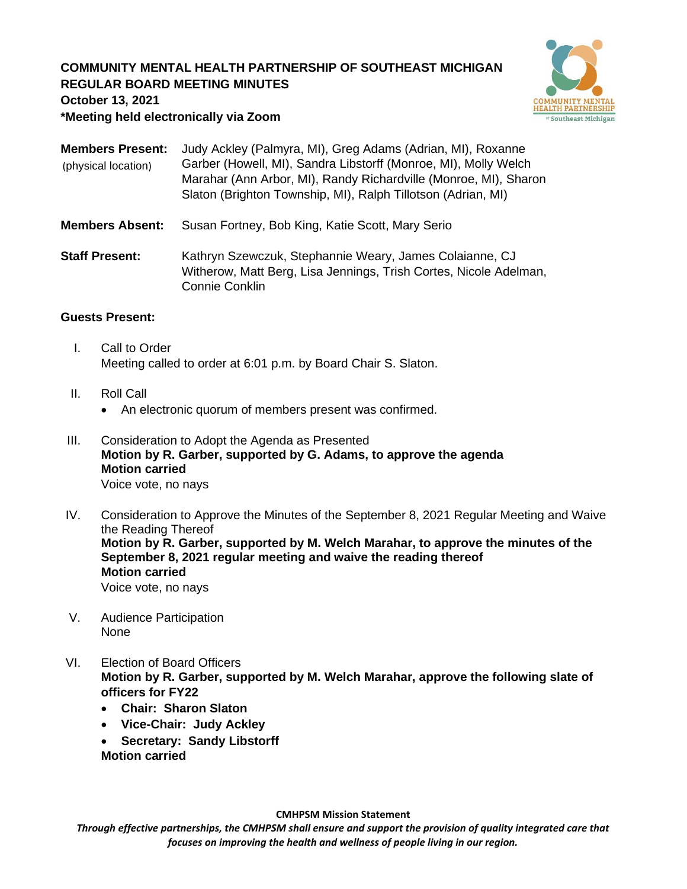**COMMUNITY MENTAL HEALTH PARTNERSHIP OF SOUTHEAST MICHIGAN**
**REGULAR BOARD MEETING MINUTES**
**October 13, 2021**
***Meeting held electronically via Zoom**

**Members Present:** (physical location) Judy Ackley (Palmyra, MI), Greg Adams (Adrian, MI), Roxanne Garber (Howell, MI), Sandra Libstorff (Monroe, MI), Molly Welch Marahar (Ann Arbor, MI), Randy Richardville (Monroe, MI), Sharon Slaton (Brighton Township, MI), Ralph Tillotson (Adrian, MI)

**Members Absent:** Susan Fortney, Bob King, Katie Scott, Mary Serio

**Staff Present:** Kathryn Szewczuk, Stephannie Weary, James Colaianne, CJ Witherow, Matt Berg, Lisa Jennings, Trish Cortes, Nicole Adelman, Connie Conklin

**Guests Present:**

I. Call to Order
Meeting called to order at 6:01 p.m. by Board Chair S. Slaton.

II. Roll Call
- An electronic quorum of members present was confirmed.

III. Consideration to Adopt the Agenda as Presented
**Motion by R. Garber, supported by G. Adams, to approve the agenda**
**Motion carried**
Voice vote, no nays

IV. Consideration to Approve the Minutes of the September 8, 2021 Regular Meeting and Waive the Reading Thereof
**Motion by R. Garber, supported by M. Welch Marahar, to approve the minutes of the September 8, 2021 regular meeting and waive the reading thereof**
**Motion carried**
Voice vote, no nays

V. Audience Participation
None

VI. Election of Board Officers
**Motion by R. Garber, supported by M. Welch Marahar, approve the following slate of officers for FY22**
- **Chair: Sharon Slaton**
- **Vice-Chair: Judy Ackley**
- **Secretary: Sandy Libstorff**

**Motion carried**

**CMHPSM Mission Statement**
*Through effective partnerships, the CMHPSM shall ensure and support the provision of quality integrated care that focuses on improving the health and wellness of people living in our region.*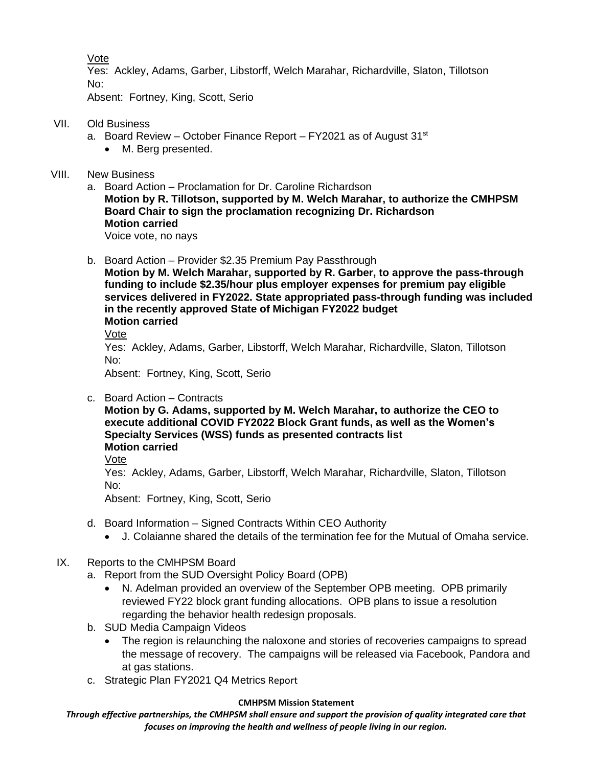Vote
Yes: Ackley, Adams, Garber, Libstorff, Welch Marahar, Richardville, Slaton, Tillotson
No:
Absent: Fortney, King, Scott, Serio

VII. Old Business

a. Board Review – October Finance Report – FY2021 as of August 31st
   - M. Berg presented.

VIII. New Business

a. Board Action – Proclamation for Dr. Caroline Richardson
   **Motion by R. Tillotson, supported by M. Welch Marahar, to authorize the CMHPSM Board Chair to sign the proclamation recognizing Dr. Richardson**
   **Motion carried**
   Voice vote, no nays

b. Board Action – Provider $2.35 Premium Pay Passthrough
   **Motion by M. Welch Marahar, supported by R. Garber, to approve the pass-through funding to include $2.35/hour plus employer expenses for premium pay eligible services delivered in FY2022. State appropriated pass-through funding was included in the recently approved State of Michigan FY2022 budget**
   **Motion carried**
   Vote
   Yes: Ackley, Adams, Garber, Libstorff, Welch Marahar, Richardville, Slaton, Tillotson
   No:
   Absent: Fortney, King, Scott, Serio

c. Board Action – Contracts
   **Motion by G. Adams, supported by M. Welch Marahar, to authorize the CEO to execute additional COVID FY2022 Block Grant funds, as well as the Women's Specialty Services (WSS) funds as presented contracts list**
   **Motion carried**
   Vote
   Yes: Ackley, Adams, Garber, Libstorff, Welch Marahar, Richardville, Slaton, Tillotson
   No:
   Absent: Fortney, King, Scott, Serio

d. Board Information – Signed Contracts Within CEO Authority
   - J. Colaianne shared the details of the termination fee for the Mutual of Omaha service.

IX. Reports to the CMHPSM Board

a. Report from the SUD Oversight Policy Board (OPB)
   - N. Adelman provided an overview of the September OPB meeting. OPB primarily reviewed FY22 block grant funding allocations. OPB plans to issue a resolution regarding the behavior health redesign proposals.

b. SUD Media Campaign Videos
   - The region is relaunching the naloxone and stories of recoveries campaigns to spread the message of recovery. The campaigns will be released via Facebook, Pandora and at gas stations.

c. Strategic Plan FY2021 Q4 Metrics Report

**CMHPSM Mission Statement**

***Through effective partnerships, the CMHPSM shall ensure and support the provision of quality integrated care that focuses on improving the health and wellness of people living in our region.***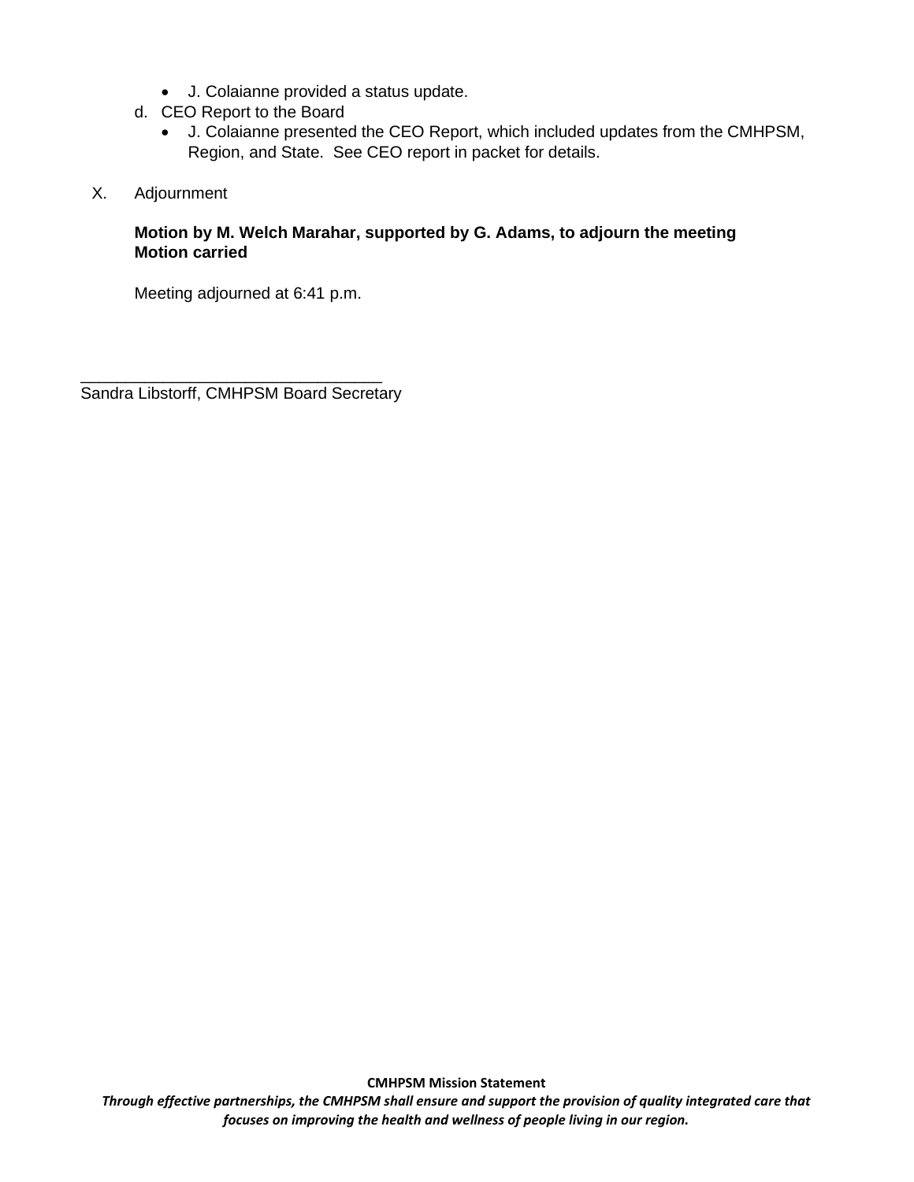- J. Colaianne provided a status update.

d. CEO Report to the Board
   - J. Colaianne presented the CEO Report, which included updates from the CMHPSM, Region, and State. See CEO report in packet for details.

X. Adjournment

**Motion by M. Welch Marahar, supported by G. Adams, to adjourn the meeting**
**Motion carried**

Meeting adjourned at 6:41 p.m.

___________________________________
Sandra Libstorff, CMHPSM Board Secretary

**CMHPSM Mission Statement**
***Through effective partnerships, the CMHPSM shall ensure and support the provision of quality integrated care that focuses on improving the health and wellness of people living in our region.***